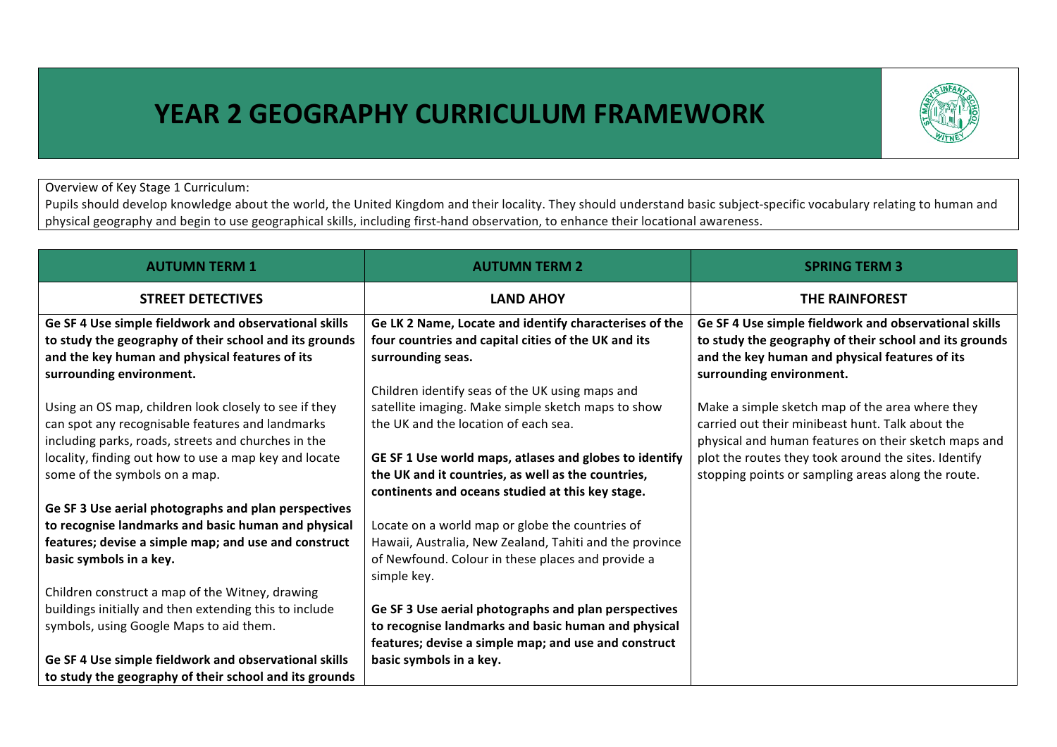# YEAR 2 GEOGRAPHY CURRICULUM FRAMEWORK

Overview of Key Stage 1 Curriculum:
Pupils should develop knowledge about the world, the United Kingdom and their locality. They should understand basic subject-specific vocabulary relating to human and physical geography and begin to use geographical skills, including first-hand observation, to enhance their locational awareness.

| AUTUMN TERM 1 | AUTUMN TERM 2 | SPRING TERM 3 |
|---|---|---|
| **STREET DETECTIVES** | **LAND AHOY** | **THE RAINFOREST** |
| **Ge SF 4 Use simple fieldwork and observational skills to study the geography of their school and its grounds and the key human and physical features of its surrounding environment.**<br><br>Using an OS map, children look closely to see if they can spot any recognisable features and landmarks including parks, roads, streets and churches in the locality, finding out how to use a map key and locate some of the symbols on a map.<br><br>**Ge SF 3 Use aerial photographs and plan perspectives to recognise landmarks and basic human and physical features; devise a simple map; and use and construct basic symbols in a key.**<br><br>Children construct a map of the Witney, drawing buildings initially and then extending this to include symbols, using Google Maps to aid them.<br><br>**Ge SF 4 Use simple fieldwork and observational skills to study the geography of their school and its grounds** | **Ge LK 2 Name, Locate and identify characterises of the four countries and capital cities of the UK and its surrounding seas.**<br><br>Children identify seas of the UK using maps and satellite imaging. Make simple sketch maps to show the UK and the location of each sea.<br><br>**GE SF 1 Use world maps, atlases and globes to identify the UK and it countries, as well as the countries, continents and oceans studied at this key stage.**<br><br>Locate on a world map or globe the countries of Hawaii, Australia, New Zealand, Tahiti and the province of Newfound. Colour in these places and provide a simple key.<br><br>**Ge SF 3 Use aerial photographs and plan perspectives to recognise landmarks and basic human and physical features; devise a simple map; and use and construct basic symbols in a key.** | **Ge SF 4 Use simple fieldwork and observational skills to study the geography of their school and its grounds and the key human and physical features of its surrounding environment.**<br><br>Make a simple sketch map of the area where they carried out their minibeast hunt. Talk about the physical and human features on their sketch maps and plot the routes they took around the sites. Identify stopping points or sampling areas along the route. |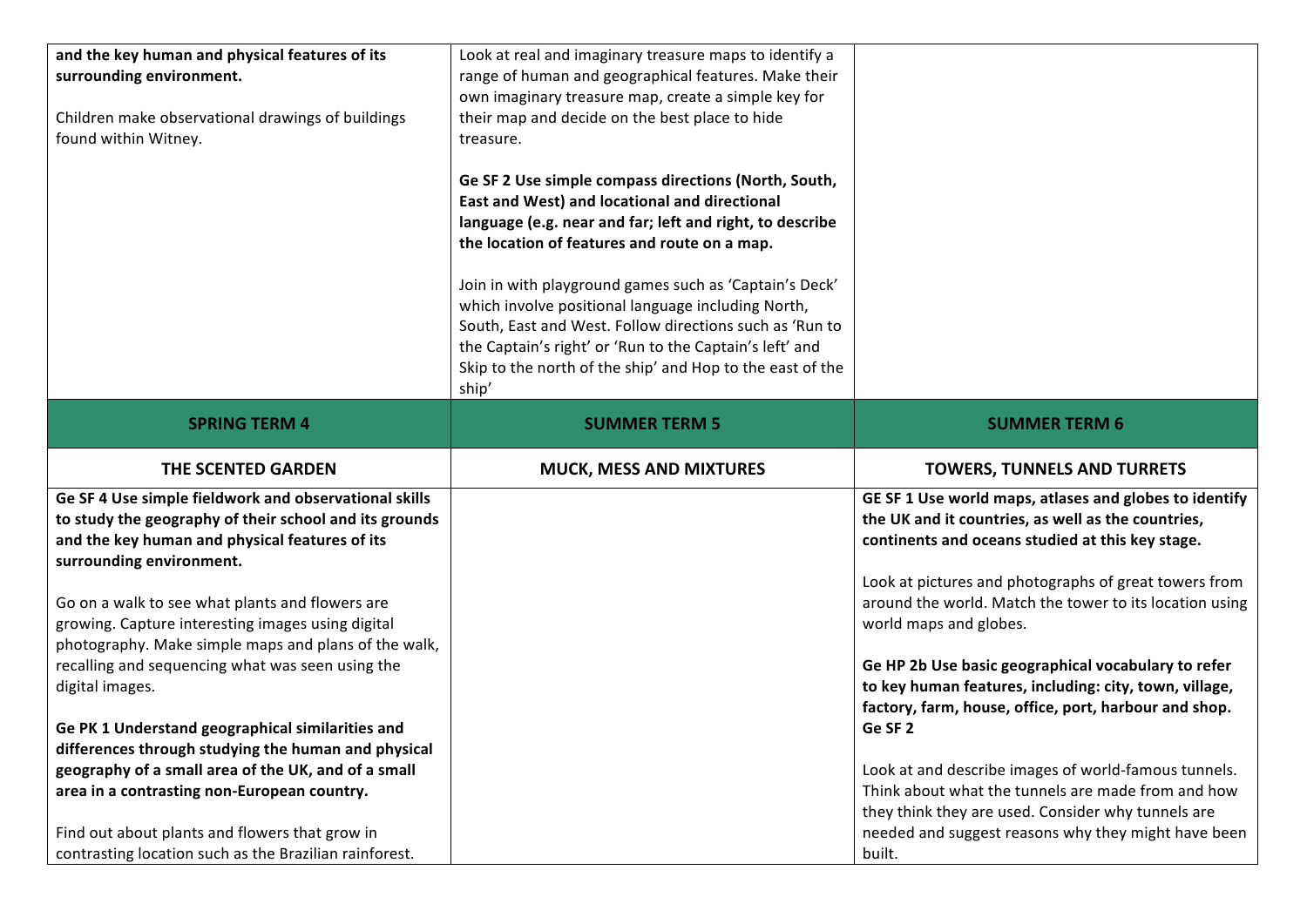| | | |
|---|---|---|
| **and the key human and physical features of its surrounding environment.**<br><br>Children make observational drawings of buildings found within Witney. | Look at real and imaginary treasure maps to identify a range of human and geographical features. Make their own imaginary treasure map, create a simple key for their map and decide on the best place to hide treasure.<br><br>**Ge SF 2 Use simple compass directions (North, South, East and West) and locational and directional language (e.g. near and far; left and right, to describe the location of features and route on a map.**<br><br>Join in with playground games such as 'Captain's Deck' which involve positional language including North, South, East and West. Follow directions such as 'Run to the Captain's right' or 'Run to the Captain's left' and Skip to the north of the ship' and Hop to the east of the ship' | |
| **SPRING TERM 4** | **SUMMER TERM 5** | **SUMMER TERM 6** |
| **THE SCENTED GARDEN** | **MUCK, MESS AND MIXTURES** | **TOWERS, TUNNELS AND TURRETS** |
| **Ge SF 4 Use simple fieldwork and observational skills to study the geography of their school and its grounds and the key human and physical features of its surrounding environment.**<br><br>Go on a walk to see what plants and flowers are growing. Capture interesting images using digital photography. Make simple maps and plans of the walk, recalling and sequencing what was seen using the digital images.<br><br>**Ge PK 1 Understand geographical similarities and differences through studying the human and physical geography of a small area of the UK, and of a small area in a contrasting non-European country.**<br><br>Find out about plants and flowers that grow in contrasting location such as the Brazilian rainforest. | | **GE SF 1 Use world maps, atlases and globes to identify the UK and it countries, as well as the countries, continents and oceans studied at this key stage.**<br><br>Look at pictures and photographs of great towers from around the world. Match the tower to its location using world maps and globes.<br><br>**Ge HP 2b Use basic geographical vocabulary to refer to key human features, including: city, town, village, factory, farm, house, office, port, harbour and shop. Ge SF 2**<br><br>Look at and describe images of world-famous tunnels. Think about what the tunnels are made from and how they think they are used. Consider why tunnels are needed and suggest reasons why they might have been built. |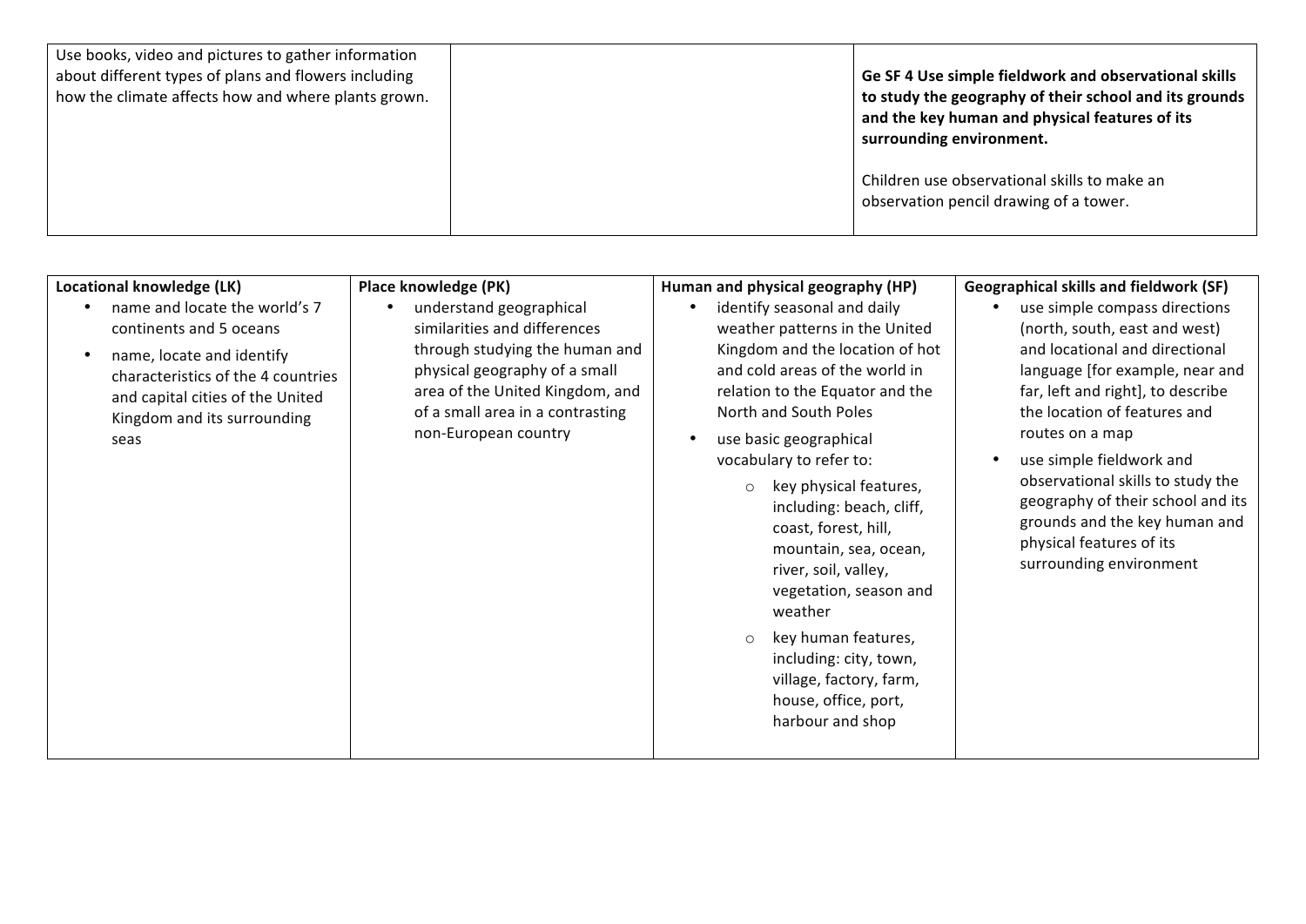| | | |
|---|---|---|
| Use books, video and pictures to gather information about different types of plans and flowers including how the climate affects how and where plants grown. | | **Ge SF 4 Use simple fieldwork and observational skills to study the geography of their school and its grounds and the key human and physical features of its surrounding environment.**<br><br>Children use observational skills to make an observation pencil drawing of a tower. |

| **Locational knowledge (LK)** | **Place knowledge (PK)** | **Human and physical geography (HP)** | **Geographical skills and fieldwork (SF)** |
|---|---|---|---|
| • name and locate the world's 7 continents and 5 oceans<br>• name, locate and identify characteristics of the 4 countries and capital cities of the United Kingdom and its surrounding seas | • understand geographical similarities and differences through studying the human and physical geography of a small area of the United Kingdom, and of a small area in a contrasting non-European country | • identify seasonal and daily weather patterns in the United Kingdom and the location of hot and cold areas of the world in relation to the Equator and the North and South Poles<br>• use basic geographical vocabulary to refer to:<br>  ○ key physical features, including: beach, cliff, coast, forest, hill, mountain, sea, ocean, river, soil, valley, vegetation, season and weather<br>  ○ key human features, including: city, town, village, factory, farm, house, office, port, harbour and shop | • use simple compass directions (north, south, east and west) and locational and directional language [for example, near and far, left and right], to describe the location of features and routes on a map<br>• use simple fieldwork and observational skills to study the geography of their school and its grounds and the key human and physical features of its surrounding environment |